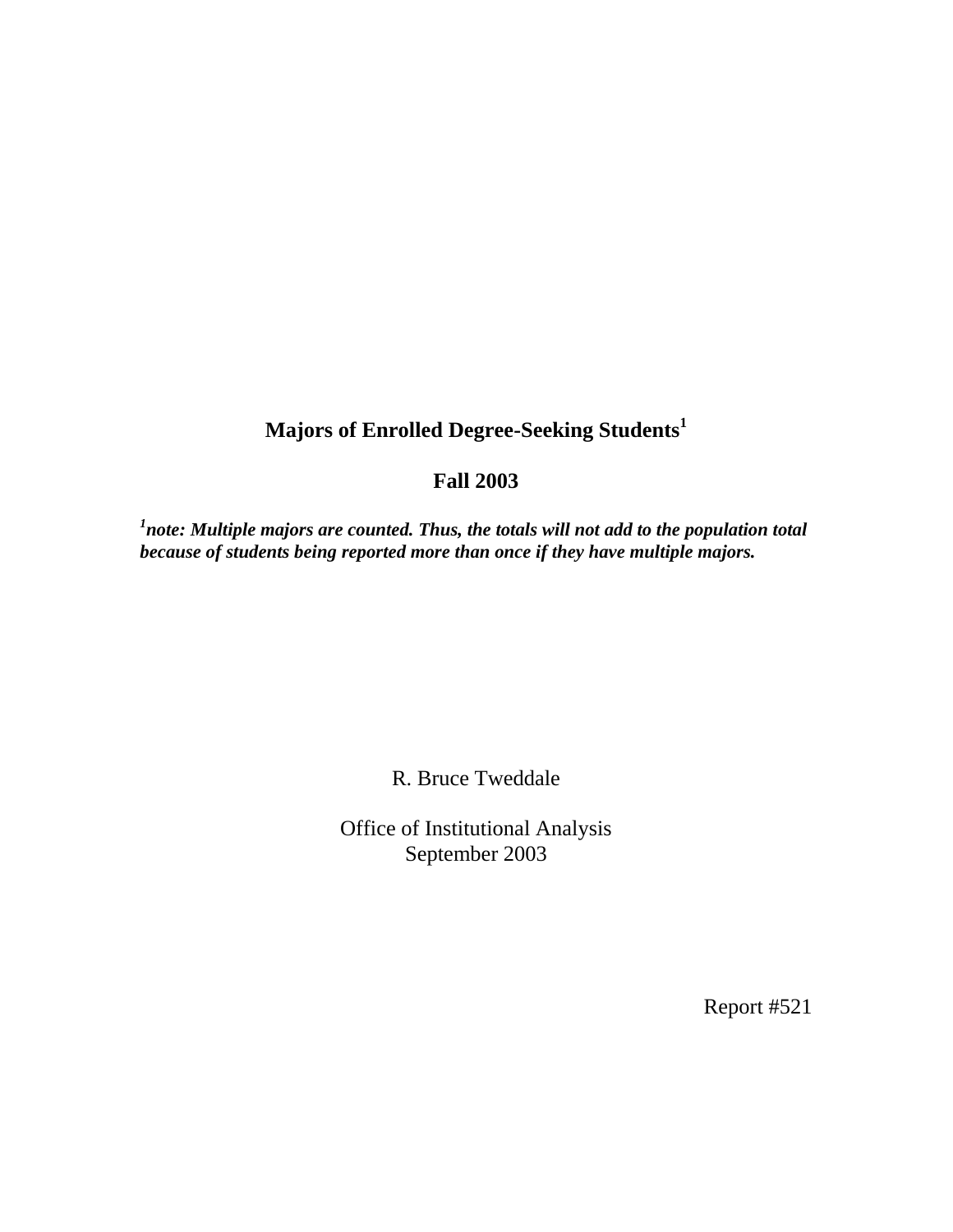# Majors of Enrolled Degree-Seeking Students[1]

## Fall 2003

***[1]note: Multiple majors are counted. Thus, the totals will not add to the population total because of students being reported more than once if they have multiple majors.***

R. Bruce Tweddale

Office of Institutional Analysis
September 2003

Report #521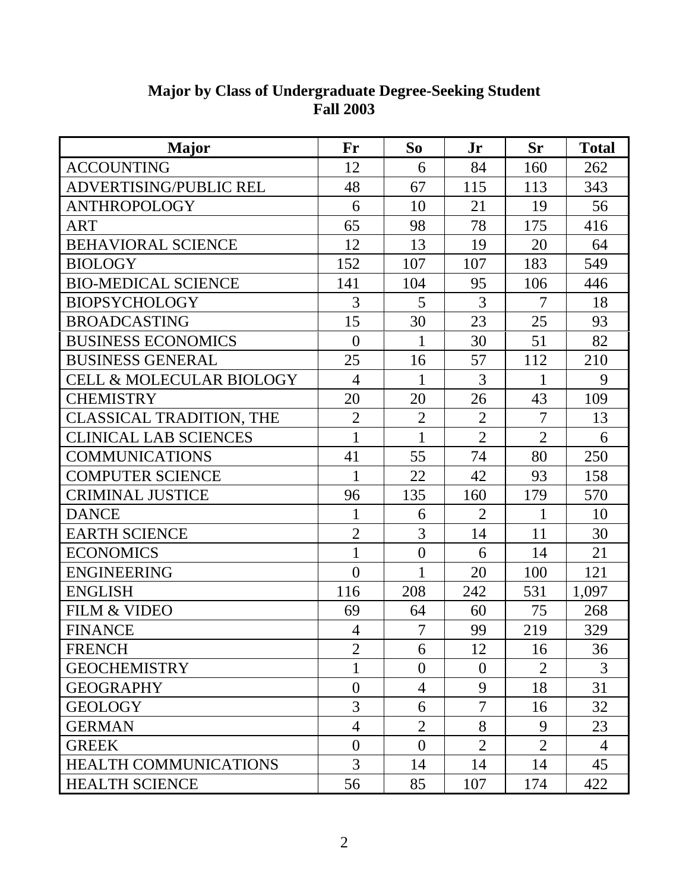**Major by Class of Undergraduate Degree-Seeking Student**
**Fall 2003**

| Major | Fr | So | Jr | Sr | Total |
|---|---|---|---|---|---|
| ACCOUNTING | 12 | 6 | 84 | 160 | 262 |
| ADVERTISING/PUBLIC REL | 48 | 67 | 115 | 113 | 343 |
| ANTHROPOLOGY | 6 | 10 | 21 | 19 | 56 |
| ART | 65 | 98 | 78 | 175 | 416 |
| BEHAVIORAL SCIENCE | 12 | 13 | 19 | 20 | 64 |
| BIOLOGY | 152 | 107 | 107 | 183 | 549 |
| BIO-MEDICAL SCIENCE | 141 | 104 | 95 | 106 | 446 |
| BIOPSYCHOLOGY | 3 | 5 | 3 | 7 | 18 |
| BROADCASTING | 15 | 30 | 23 | 25 | 93 |
| BUSINESS ECONOMICS | 0 | 1 | 30 | 51 | 82 |
| BUSINESS GENERAL | 25 | 16 | 57 | 112 | 210 |
| CELL & MOLECULAR BIOLOGY | 4 | 1 | 3 | 1 | 9 |
| CHEMISTRY | 20 | 20 | 26 | 43 | 109 |
| CLASSICAL TRADITION, THE | 2 | 2 | 2 | 7 | 13 |
| CLINICAL LAB SCIENCES | 1 | 1 | 2 | 2 | 6 |
| COMMUNICATIONS | 41 | 55 | 74 | 80 | 250 |
| COMPUTER SCIENCE | 1 | 22 | 42 | 93 | 158 |
| CRIMINAL JUSTICE | 96 | 135 | 160 | 179 | 570 |
| DANCE | 1 | 6 | 2 | 1 | 10 |
| EARTH SCIENCE | 2 | 3 | 14 | 11 | 30 |
| ECONOMICS | 1 | 0 | 6 | 14 | 21 |
| ENGINEERING | 0 | 1 | 20 | 100 | 121 |
| ENGLISH | 116 | 208 | 242 | 531 | 1,097 |
| FILM & VIDEO | 69 | 64 | 60 | 75 | 268 |
| FINANCE | 4 | 7 | 99 | 219 | 329 |
| FRENCH | 2 | 6 | 12 | 16 | 36 |
| GEOCHEMISTRY | 1 | 0 | 0 | 2 | 3 |
| GEOGRAPHY | 0 | 4 | 9 | 18 | 31 |
| GEOLOGY | 3 | 6 | 7 | 16 | 32 |
| GERMAN | 4 | 2 | 8 | 9 | 23 |
| GREEK | 0 | 0 | 2 | 2 | 4 |
| HEALTH COMMUNICATIONS | 3 | 14 | 14 | 14 | 45 |
| HEALTH SCIENCE | 56 | 85 | 107 | 174 | 422 |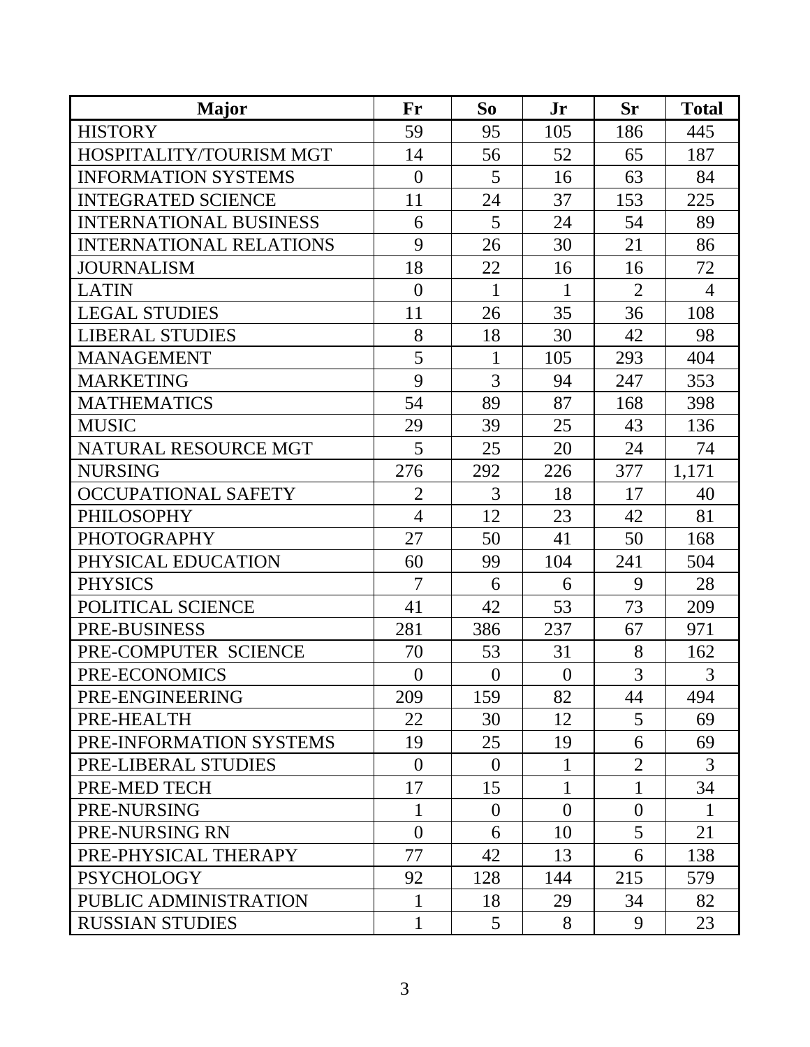| Major | Fr | So | Jr | Sr | Total |
|---|---|---|---|---|---|
| HISTORY | 59 | 95 | 105 | 186 | 445 |
| HOSPITALITY/TOURISM MGT | 14 | 56 | 52 | 65 | 187 |
| INFORMATION SYSTEMS | 0 | 5 | 16 | 63 | 84 |
| INTEGRATED SCIENCE | 11 | 24 | 37 | 153 | 225 |
| INTERNATIONAL BUSINESS | 6 | 5 | 24 | 54 | 89 |
| INTERNATIONAL RELATIONS | 9 | 26 | 30 | 21 | 86 |
| JOURNALISM | 18 | 22 | 16 | 16 | 72 |
| LATIN | 0 | 1 | 1 | 2 | 4 |
| LEGAL STUDIES | 11 | 26 | 35 | 36 | 108 |
| LIBERAL STUDIES | 8 | 18 | 30 | 42 | 98 |
| MANAGEMENT | 5 | 1 | 105 | 293 | 404 |
| MARKETING | 9 | 3 | 94 | 247 | 353 |
| MATHEMATICS | 54 | 89 | 87 | 168 | 398 |
| MUSIC | 29 | 39 | 25 | 43 | 136 |
| NATURAL RESOURCE MGT | 5 | 25 | 20 | 24 | 74 |
| NURSING | 276 | 292 | 226 | 377 | 1,171 |
| OCCUPATIONAL SAFETY | 2 | 3 | 18 | 17 | 40 |
| PHILOSOPHY | 4 | 12 | 23 | 42 | 81 |
| PHOTOGRAPHY | 27 | 50 | 41 | 50 | 168 |
| PHYSICAL EDUCATION | 60 | 99 | 104 | 241 | 504 |
| PHYSICS | 7 | 6 | 6 | 9 | 28 |
| POLITICAL SCIENCE | 41 | 42 | 53 | 73 | 209 |
| PRE-BUSINESS | 281 | 386 | 237 | 67 | 971 |
| PRE-COMPUTER SCIENCE | 70 | 53 | 31 | 8 | 162 |
| PRE-ECONOMICS | 0 | 0 | 0 | 3 | 3 |
| PRE-ENGINEERING | 209 | 159 | 82 | 44 | 494 |
| PRE-HEALTH | 22 | 30 | 12 | 5 | 69 |
| PRE-INFORMATION SYSTEMS | 19 | 25 | 19 | 6 | 69 |
| PRE-LIBERAL STUDIES | 0 | 0 | 1 | 2 | 3 |
| PRE-MED TECH | 17 | 15 | 1 | 1 | 34 |
| PRE-NURSING | 1 | 0 | 0 | 0 | 1 |
| PRE-NURSING RN | 0 | 6 | 10 | 5 | 21 |
| PRE-PHYSICAL THERAPY | 77 | 42 | 13 | 6 | 138 |
| PSYCHOLOGY | 92 | 128 | 144 | 215 | 579 |
| PUBLIC ADMINISTRATION | 1 | 18 | 29 | 34 | 82 |
| RUSSIAN STUDIES | 1 | 5 | 8 | 9 | 23 |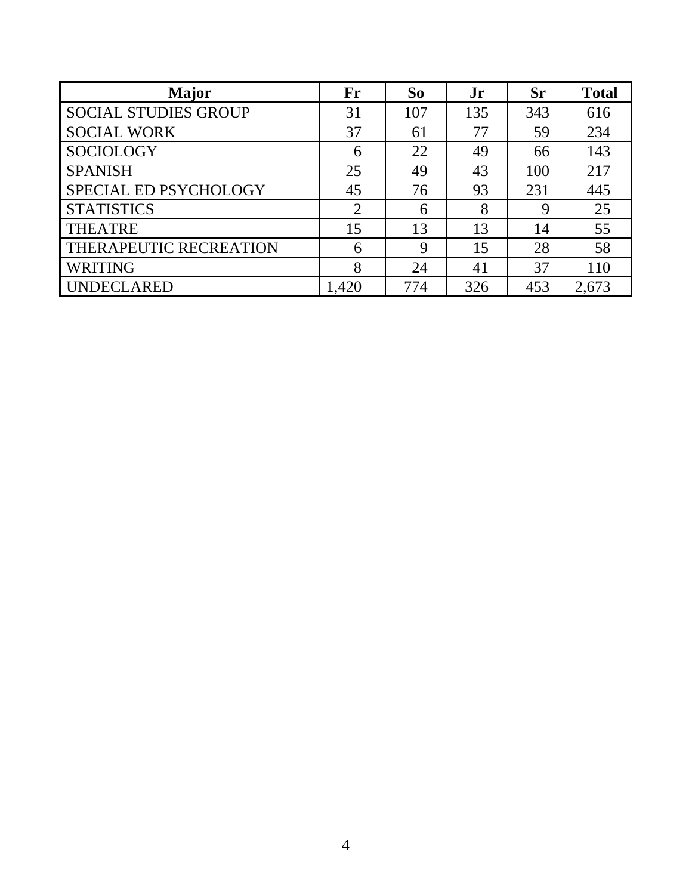| Major | Fr | So | Jr | Sr | Total |
|---|---|---|---|---|---|
| SOCIAL STUDIES GROUP | 31 | 107 | 135 | 343 | 616 |
| SOCIAL WORK | 37 | 61 | 77 | 59 | 234 |
| SOCIOLOGY | 6 | 22 | 49 | 66 | 143 |
| SPANISH | 25 | 49 | 43 | 100 | 217 |
| SPECIAL ED PSYCHOLOGY | 45 | 76 | 93 | 231 | 445 |
| STATISTICS | 2 | 6 | 8 | 9 | 25 |
| THEATRE | 15 | 13 | 13 | 14 | 55 |
| THERAPEUTIC RECREATION | 6 | 9 | 15 | 28 | 58 |
| WRITING | 8 | 24 | 41 | 37 | 110 |
| UNDECLARED | 1,420 | 774 | 326 | 453 | 2,673 |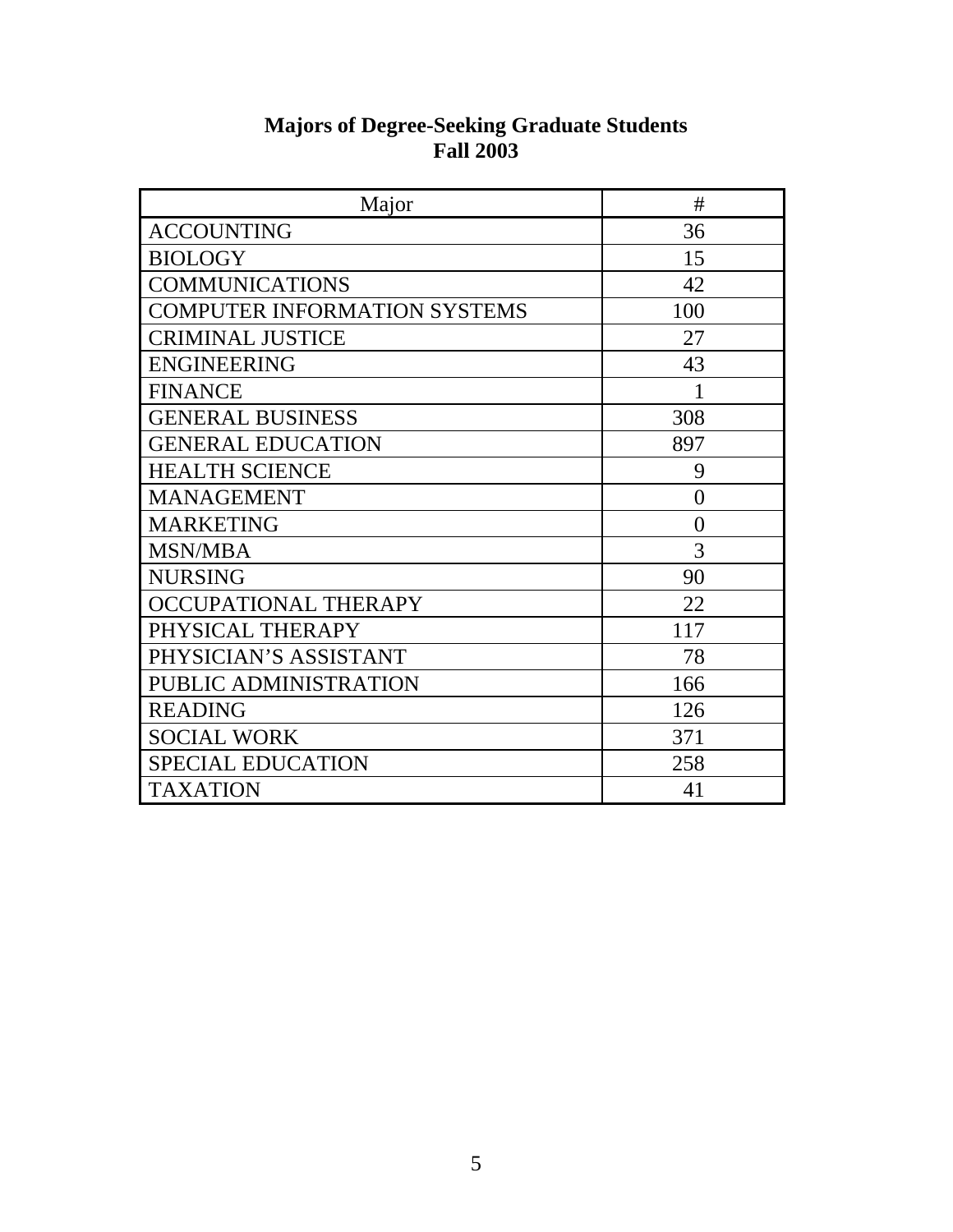## Majors of Degree-Seeking Graduate Students
## Fall 2003

| Major | # |
|---|---|
| ACCOUNTING | 36 |
| BIOLOGY | 15 |
| COMMUNICATIONS | 42 |
| COMPUTER INFORMATION SYSTEMS | 100 |
| CRIMINAL JUSTICE | 27 |
| ENGINEERING | 43 |
| FINANCE | 1 |
| GENERAL BUSINESS | 308 |
| GENERAL EDUCATION | 897 |
| HEALTH SCIENCE | 9 |
| MANAGEMENT | 0 |
| MARKETING | 0 |
| MSN/MBA | 3 |
| NURSING | 90 |
| OCCUPATIONAL THERAPY | 22 |
| PHYSICAL THERAPY | 117 |
| PHYSICIAN'S ASSISTANT | 78 |
| PUBLIC ADMINISTRATION | 166 |
| READING | 126 |
| SOCIAL WORK | 371 |
| SPECIAL EDUCATION | 258 |
| TAXATION | 41 |